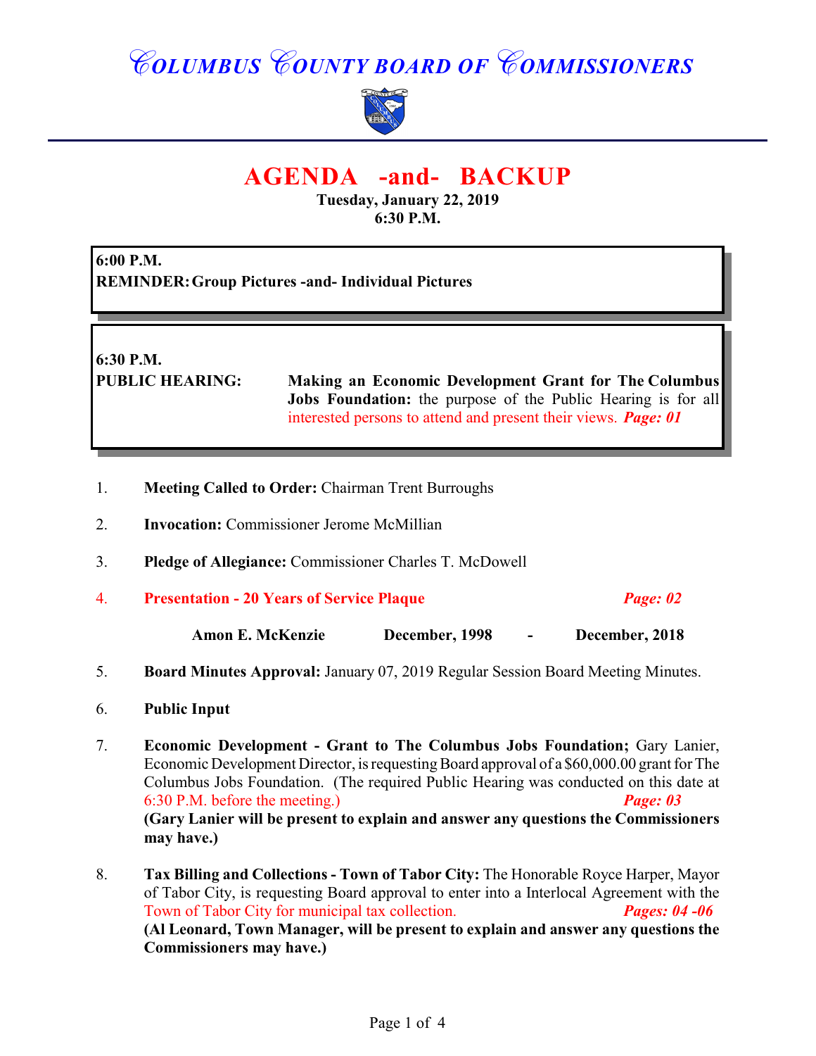# COLUMBUS COUNTY BOARD OF COMMISSIONERS

## AGENDA -and- BACKUP

**Tuesday, January 22, 2019**
**6:30 P.M.**

**6:00 P.M.**
**REMINDER: Group Pictures -and- Individual Pictures**

**6:30 P.M.**
**PUBLIC HEARING:** **Making an Economic Development Grant for The Columbus Jobs Foundation:** the purpose of the Public Hearing is for all interested persons to attend and present their views. ***Page: 01***

1. **Meeting Called to Order:** Chairman Trent Burroughs

2. **Invocation:** Commissioner Jerome McMillian

3. **Pledge of Allegiance:** Commissioner Charles T. McDowell

4. **Presentation - 20 Years of Service Plaque** ***Page: 02***

   **Amon E. McKenzie December, 1998 - December, 2018**

5. **Board Minutes Approval:** January 07, 2019 Regular Session Board Meeting Minutes.

6. **Public Input**

7. **Economic Development - Grant to The Columbus Jobs Foundation;** Gary Lanier, Economic Development Director, is requesting Board approval of a $60,000.00 grant for The Columbus Jobs Foundation. (The required Public Hearing was conducted on this date at 6:30 P.M. before the meeting.) ***Page: 03***
   **(Gary Lanier will be present to explain and answer any questions the Commissioners may have.)**

8. **Tax Billing and Collections - Town of Tabor City:** The Honorable Royce Harper, Mayor of Tabor City, is requesting Board approval to enter into a Interlocal Agreement with the Town of Tabor City for municipal tax collection. ***Pages: 04 -06***
   **(Al Leonard, Town Manager, will be present to explain and answer any questions the Commissioners may have.)**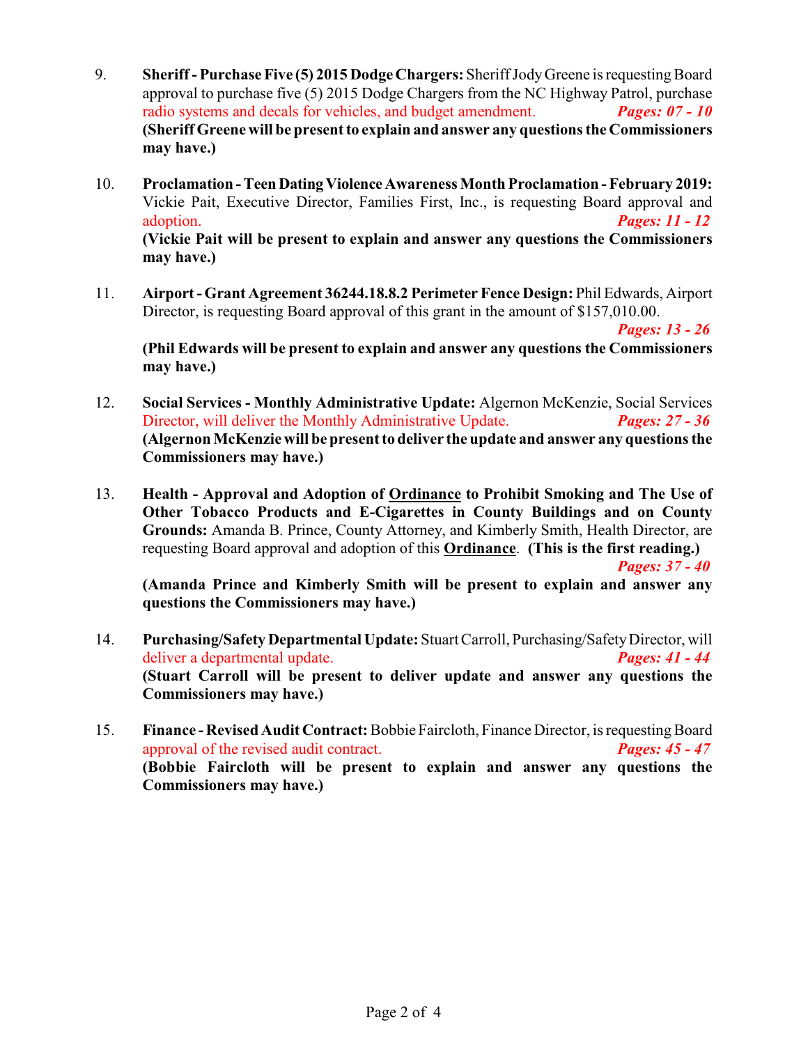9. **Sheriff - Purchase Five (5) 2015 Dodge Chargers:** Sheriff Jody Greene is requesting Board approval to purchase five (5) 2015 Dodge Chargers from the NC Highway Patrol, purchase radio systems and decals for vehicles, and budget amendment. ***Pages: 07 - 10***
   **(Sheriff Greene will be present to explain and answer any questions the Commissioners may have.)**

10. **Proclamation - Teen Dating Violence Awareness Month Proclamation - February 2019:** Vickie Pait, Executive Director, Families First, Inc., is requesting Board approval and adoption. ***Pages: 11 - 12***
    **(Vickie Pait will be present to explain and answer any questions the Commissioners may have.)**

11. **Airport - Grant Agreement 36244.18.8.2 Perimeter Fence Design:** Phil Edwards, Airport Director, is requesting Board approval of this grant in the amount of $157,010.00. ***Pages: 13 - 26***
    **(Phil Edwards will be present to explain and answer any questions the Commissioners may have.)**

12. **Social Services - Monthly Administrative Update:** Algernon McKenzie, Social Services Director, will deliver the Monthly Administrative Update. ***Pages: 27 - 36***
    **(Algernon McKenzie will be present to deliver the update and answer any questions the Commissioners may have.)**

13. **Health - Approval and Adoption of <u>Ordinance</u> to Prohibit Smoking and The Use of Other Tobacco Products and E-Cigarettes in County Buildings and on County Grounds:** Amanda B. Prince, County Attorney, and Kimberly Smith, Health Director, are requesting Board approval and adoption of this **<u>Ordinance</u>**. **(This is the first reading.)** ***Pages: 37 - 40***
    **(Amanda Prince and Kimberly Smith will be present to explain and answer any questions the Commissioners may have.)**

14. **Purchasing/Safety Departmental Update:** Stuart Carroll, Purchasing/Safety Director, will deliver a departmental update. ***Pages: 41 - 44***
    **(Stuart Carroll will be present to deliver update and answer any questions the Commissioners may have.)**

15. **Finance - Revised Audit Contract:** Bobbie Faircloth, Finance Director, is requesting Board approval of the revised audit contract. ***Pages: 45 - 47***
    **(Bobbie Faircloth will be present to explain and answer any questions the Commissioners may have.)**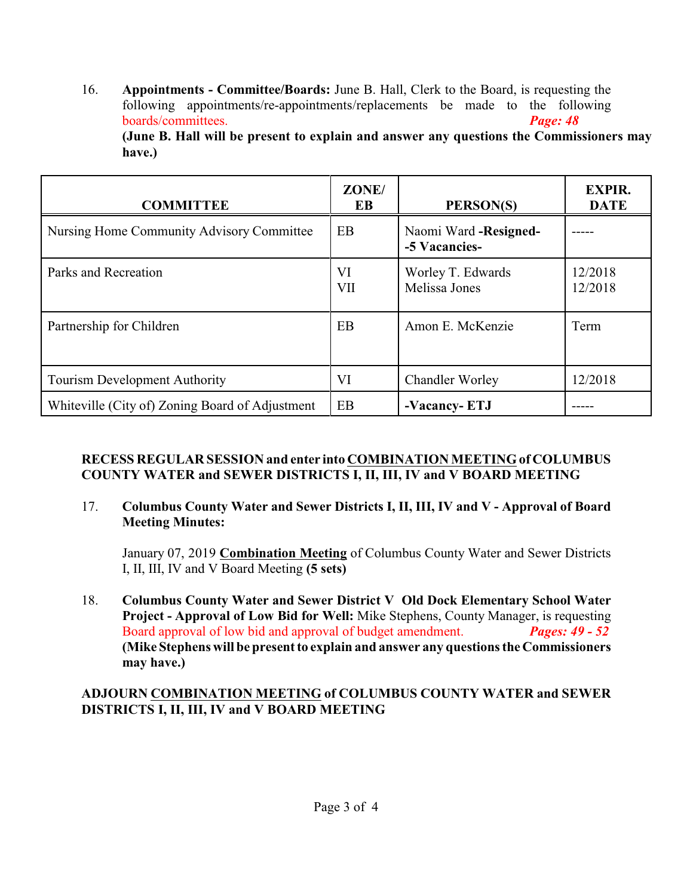16. **Appointments - Committee/Boards:** June B. Hall, Clerk to the Board, is requesting the following appointments/re-appointments/replacements be made to the following boards/committees. ***Page: 48***
**(June B. Hall will be present to explain and answer any questions the Commissioners may have.)**

| COMMITTEE | ZONE/ EB | PERSON(S) | EXPIR. DATE |
|---|---|---|---|
| Nursing Home Community Advisory Committee | EB | Naomi Ward **-Resigned-** **-5 Vacancies-** | ----- |
| Parks and Recreation | VI<br>VII | Worley T. Edwards<br>Melissa Jones | 12/2018<br>12/2018 |
| Partnership for Children | EB | Amon E. McKenzie | Term |
| Tourism Development Authority | VI | Chandler Worley | 12/2018 |
| Whiteville (City of) Zoning Board of Adjustment | EB | **-Vacancy- ETJ** | ----- |

**RECESS REGULAR SESSION and enter into COMBINATION MEETING of COLUMBUS COUNTY WATER and SEWER DISTRICTS I, II, III, IV and V BOARD MEETING**

17. **Columbus County Water and Sewer Districts I, II, III, IV and V - Approval of Board Meeting Minutes:**

    January 07, 2019 **Combination Meeting** of Columbus County Water and Sewer Districts I, II, III, IV and V Board Meeting **(5 sets)**

18. **Columbus County Water and Sewer District V Old Dock Elementary School Water Project - Approval of Low Bid for Well:** Mike Stephens, County Manager, is requesting Board approval of low bid and approval of budget amendment. ***Pages: 49 - 52***
**(Mike Stephens will be present to explain and answer any questions the Commissioners may have.)**

**ADJOURN COMBINATION MEETING of COLUMBUS COUNTY WATER and SEWER DISTRICTS I, II, III, IV and V BOARD MEETING**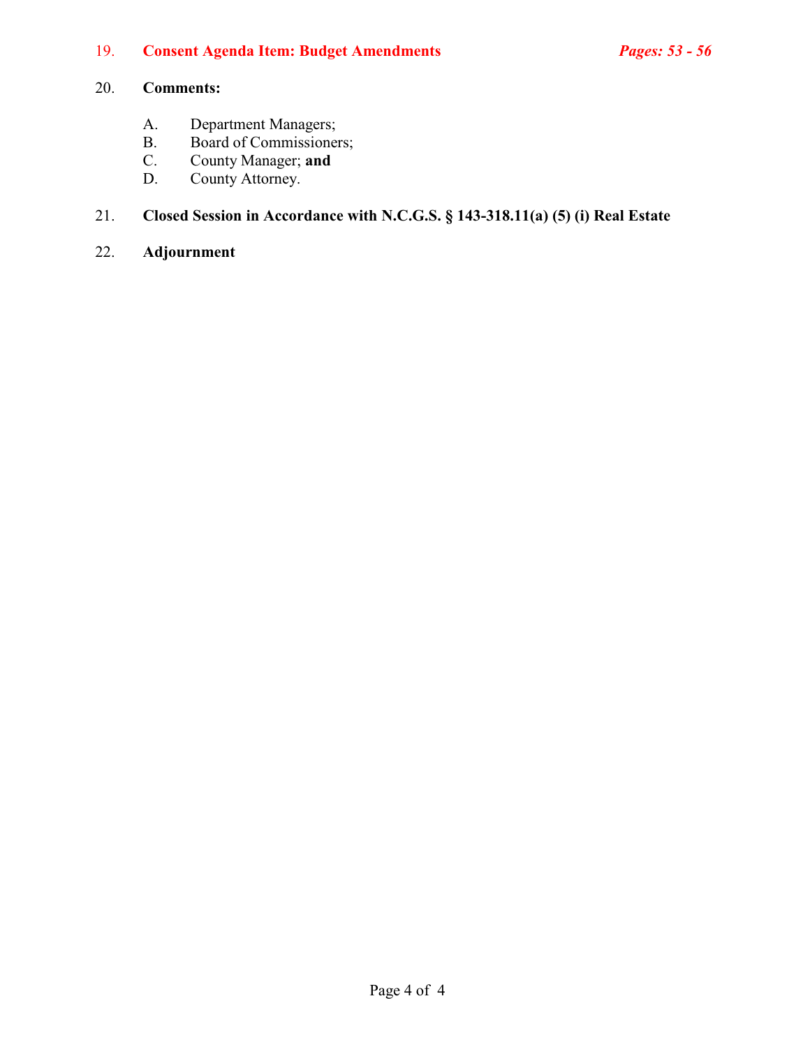19. **Consent Agenda Item: Budget Amendments** ***Pages: 53 - 56***

20. **Comments:**

    A. Department Managers;
    B. Board of Commissioners;
    C. County Manager; **and**
    D. County Attorney.

21. **Closed Session in Accordance with N.C.G.S. § 143-318.11(a) (5) (i) Real Estate**

22. **Adjournment**